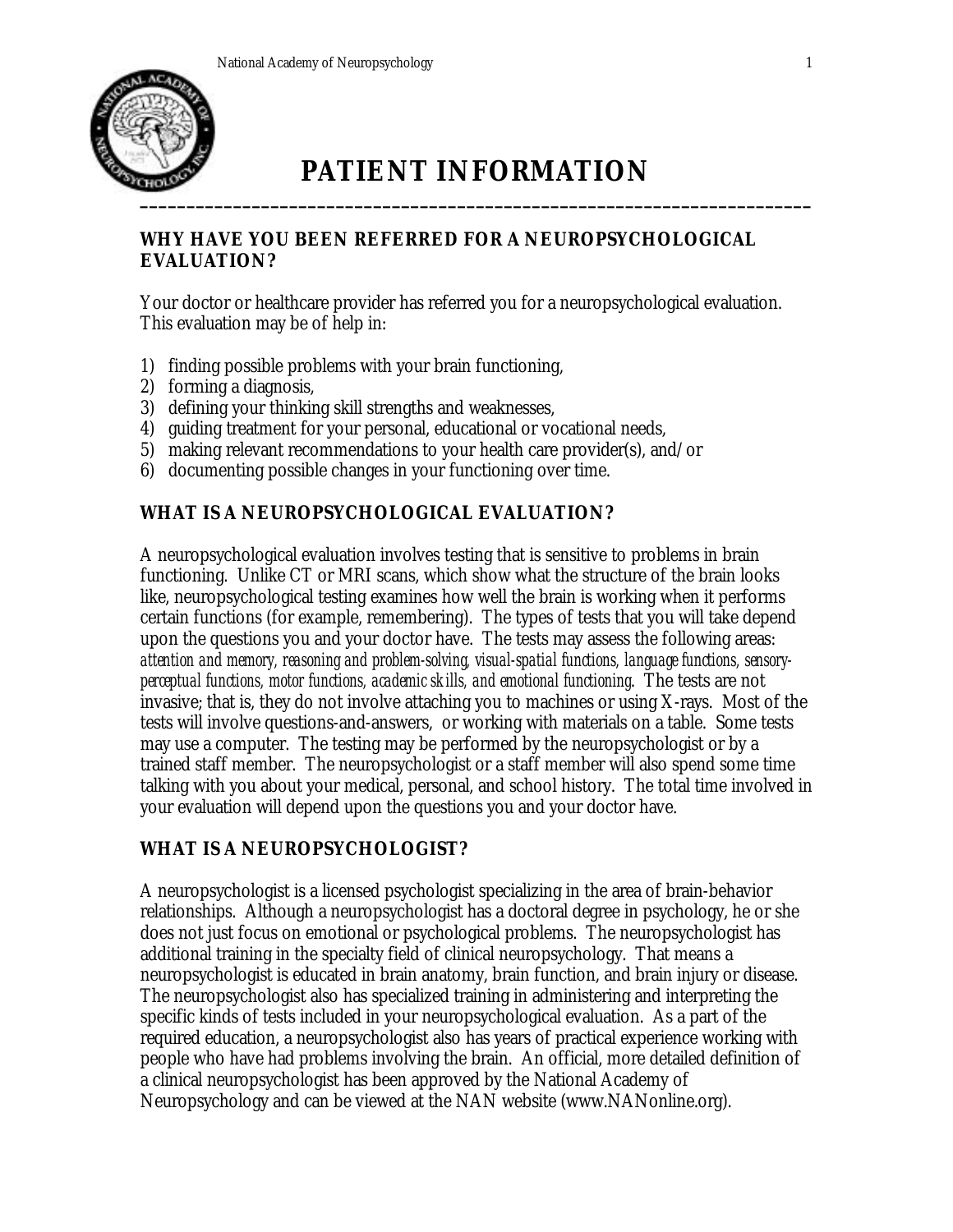# PATIENT INFORMATION

## WHY HAVE YOU BEEN REFERRED FOR A NEUROPSYCHOLOGICAL EVALUATION?

Your doctor or healthcare provider has referred you for a neuropsychological evaluation. This evaluation may be of help in:

1) finding possible problems with your brain functioning,
2) forming a diagnosis,
3) defining your thinking skill strengths and weaknesses,
4) guiding treatment for your personal, educational or vocational needs,
5) making relevant recommendations to your health care provider(s), and/or
6) documenting possible changes in your functioning over time.

## WHAT IS A NEUROPSYCHOLOGICAL EVALUATION?

A neuropsychological evaluation involves testing that is sensitive to problems in brain functioning. Unlike CT or MRI scans, which show what the structure of the brain looks like, neuropsychological testing examines how well the brain is working when it performs certain functions (for example, remembering). The types of tests that you will take depend upon the questions you and your doctor have. The tests may assess the following areas: *attention and memory, reasoning and problem-solving, visual-spatial functions, language functions, sensory-perceptual functions, motor functions, academic skills, and emotional functioning*. The tests are not invasive; that is, they do not involve attaching you to machines or using X-rays. Most of the tests will involve questions-and-answers, or working with materials on a table. Some tests may use a computer. The testing may be performed by the neuropsychologist or by a trained staff member. The neuropsychologist or a staff member will also spend some time talking with you about your medical, personal, and school history. The total time involved in your evaluation will depend upon the questions you and your doctor have.

## WHAT IS A NEUROPSYCHOLOGIST?

A neuropsychologist is a licensed psychologist specializing in the area of brain-behavior relationships. Although a neuropsychologist has a doctoral degree in psychology, he or she does not just focus on emotional or psychological problems. The neuropsychologist has additional training in the specialty field of clinical neuropsychology. That means a neuropsychologist is educated in brain anatomy, brain function, and brain injury or disease. The neuropsychologist also has specialized training in administering and interpreting the specific kinds of tests included in your neuropsychological evaluation. As a part of the required education, a neuropsychologist also has years of practical experience working with people who have had problems involving the brain. An official, more detailed definition of a clinical neuropsychologist has been approved by the National Academy of Neuropsychology and can be viewed at the NAN website (www.NANonline.org).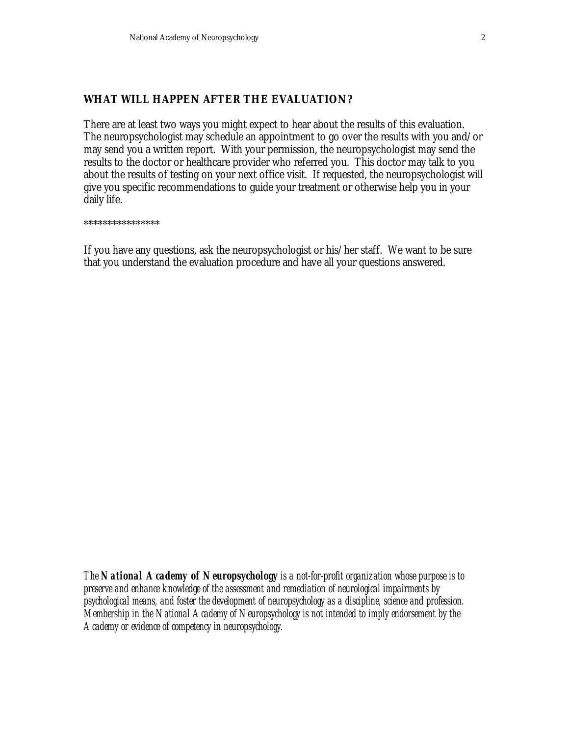## WHAT WILL HAPPEN AFTER THE EVALUATION?

There are at least two ways you might expect to hear about the results of this evaluation. The neuropsychologist may schedule an appointment to go over the results with you and/or may send you a written report. With your permission, the neuropsychologist may send the results to the doctor or healthcare provider who referred you. This doctor may talk to you about the results of testing on your next office visit. If requested, the neuropsychologist will give you specific recommendations to guide your treatment or otherwise help you in your daily life.

****************

If you have any questions, ask the neuropsychologist or his/her staff. We want to be sure that you understand the evaluation procedure and have all your questions answered.

*The **National Academy of Neuropsychology** is a not-for-profit organization whose purpose is to preserve and enhance knowledge of the assessment and remediation of neurological impairments by psychological means, and foster the development of neuropsychology as a discipline, science and profession. Membership in the National Academy of Neuropsychology is not intended to imply endorsement by the Academy or evidence of competency in neuropsychology.*